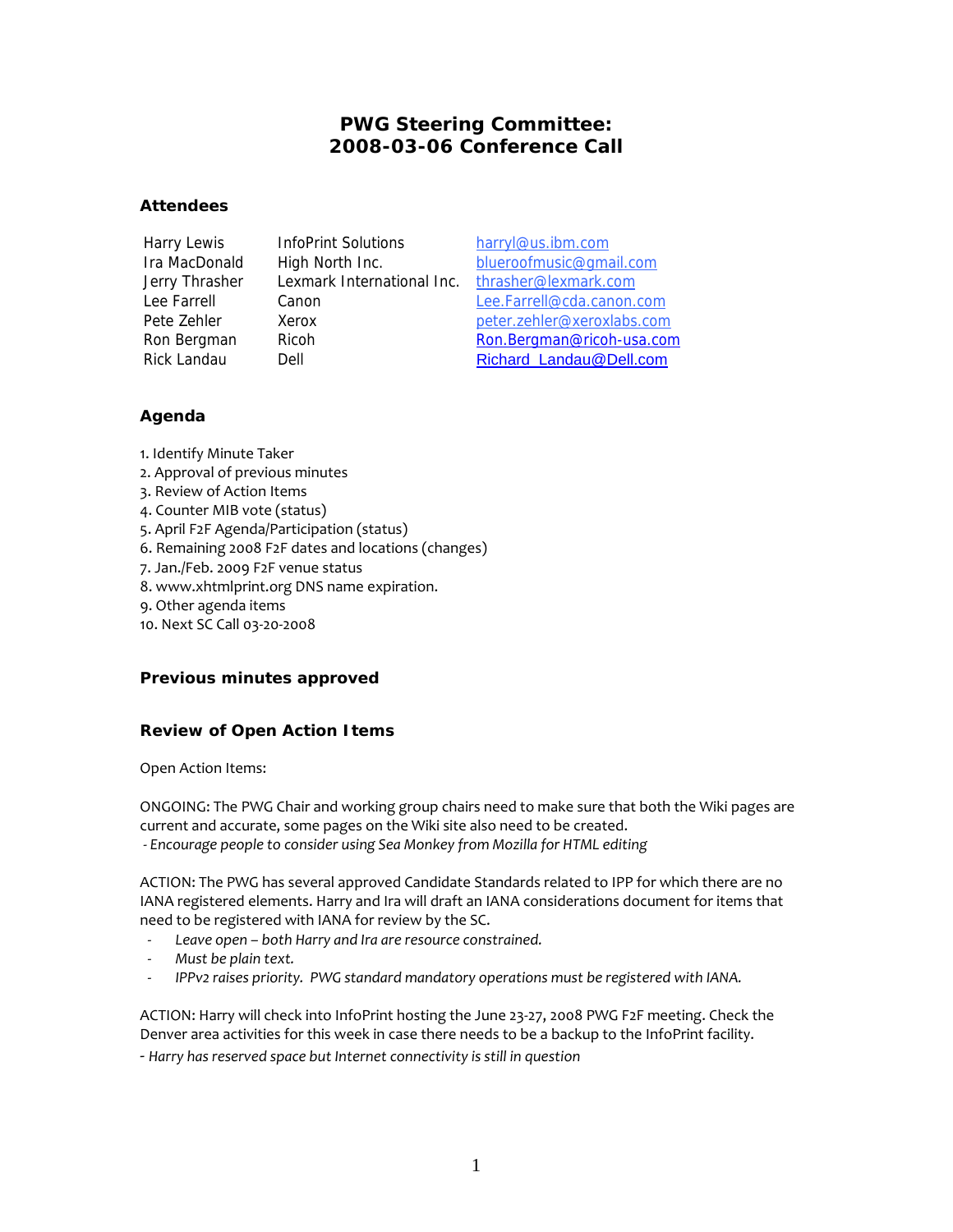# PWG Steering Committee:
# 2008-03-06 Conference Call

## Attendees

| | | |
|---|---|---|
| Harry Lewis | InfoPrint Solutions | harryl@us.ibm.com |
| Ira MacDonald | High North Inc. | blueroofmusic@gmail.com |
| Jerry Thrasher | Lexmark International Inc. | thrasher@lexmark.com |
| Lee Farrell | Canon | Lee.Farrell@cda.canon.com |
| Pete Zehler | Xerox | peter.zehler@xeroxlabs.com |
| Ron Bergman | Ricoh | Ron.Bergman@ricoh-usa.com |
| Rick Landau | Dell | Richard_Landau@Dell.com |

## Agenda

1. Identify Minute Taker
2. Approval of previous minutes
3. Review of Action Items
4. Counter MIB vote (status)
5. April F2F Agenda/Participation (status)
6. Remaining 2008 F2F dates and locations (changes)
7. Jan./Feb. 2009 F2F venue status
8. www.xhtmlprint.org DNS name expiration.
9. Other agenda items
10. Next SC Call 03-20-2008

## Previous minutes approved

## Review of Open Action Items

Open Action Items:

ONGOING: The PWG Chair and working group chairs need to make sure that both the Wiki pages are current and accurate, some pages on the Wiki site also need to be created.
*- Encourage people to consider using Sea Monkey from Mozilla for HTML editing*

ACTION: The PWG has several approved Candidate Standards related to IPP for which there are no IANA registered elements. Harry and Ira will draft an IANA considerations document for items that need to be registered with IANA for review by the SC.

- *Leave open – both Harry and Ira are resource constrained.*
- *Must be plain text.*
- *IPPv2 raises priority. PWG standard mandatory operations must be registered with IANA.*

ACTION: Harry will check into InfoPrint hosting the June 23-27, 2008 PWG F2F meeting. Check the Denver area activities for this week in case there needs to be a backup to the InfoPrint facility.
*- Harry has reserved space but Internet connectivity is still in question*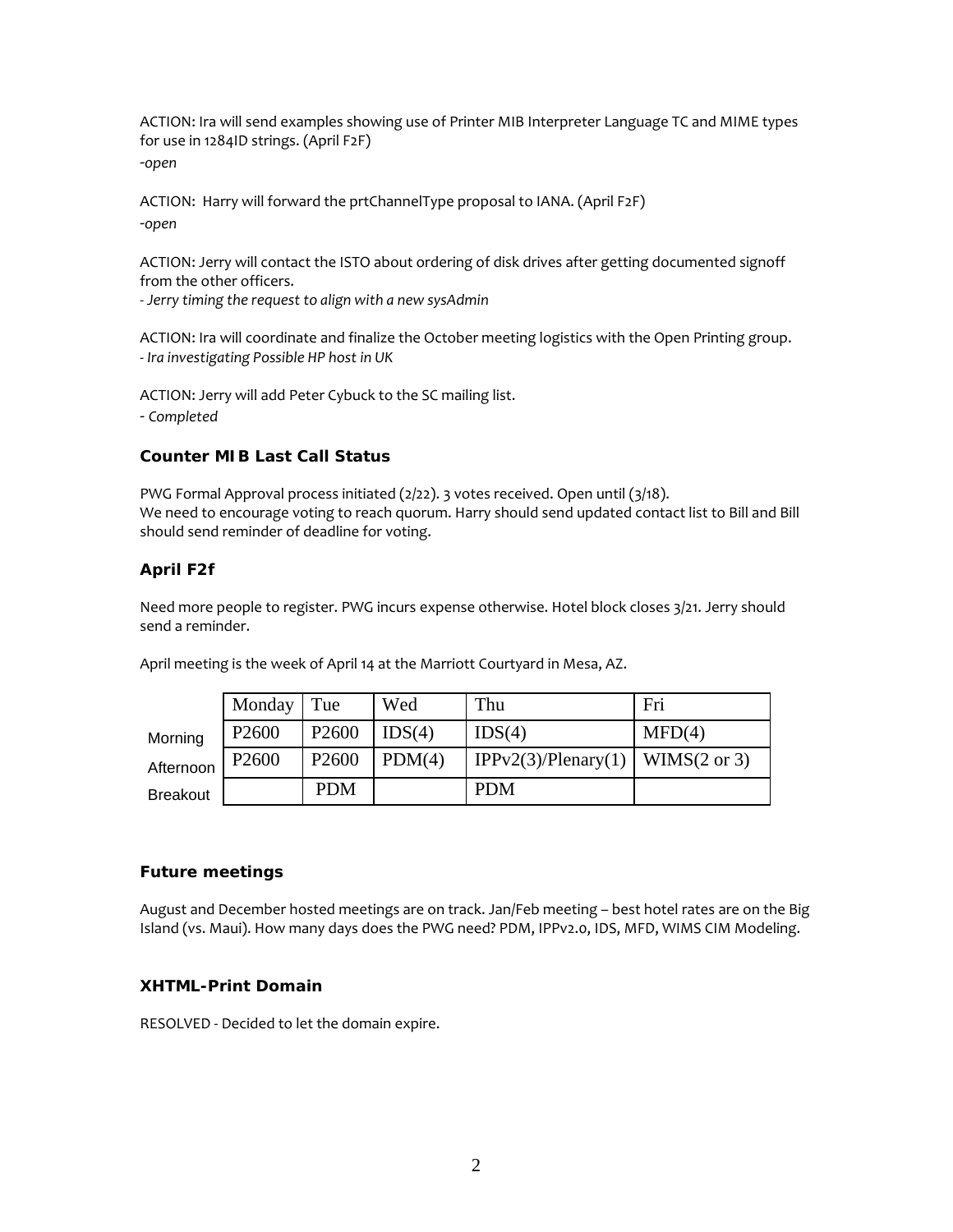ACTION: Ira will send examples showing use of Printer MIB Interpreter Language TC and MIME types for use in 1284ID strings. (April F2F)
*-open*

ACTION: Harry will forward the prtChannelType proposal to IANA. (April F2F)
*-open*

ACTION: Jerry will contact the ISTO about ordering of disk drives after getting documented signoff from the other officers.
*- Jerry timing the request to align with a new sysAdmin*

ACTION: Ira will coordinate and finalize the October meeting logistics with the Open Printing group.
*- Ira investigating Possible HP host in UK*

ACTION: Jerry will add Peter Cybuck to the SC mailing list.
*- Completed*

### Counter MIB Last Call Status

PWG Formal Approval process initiated (2/22). 3 votes received. Open until (3/18).
We need to encourage voting to reach quorum. Harry should send updated contact list to Bill and Bill should send reminder of deadline for voting.

### April F2f

Need more people to register. PWG incurs expense otherwise. Hotel block closes 3/21. Jerry should send a reminder.

April meeting is the week of April 14 at the Marriott Courtyard in Mesa, AZ.

| | Monday | Tue | Wed | Thu | Fri |
|---|---|---|---|---|---|
| Morning | P2600 | P2600 | IDS(4) | IDS(4) | MFD(4) |
| Afternoon | P2600 | P2600 | PDM(4) | IPPv2(3)/Plenary(1) | WIMS(2 or 3) |
| Breakout | | PDM | | PDM | |

### Future meetings

August and December hosted meetings are on track. Jan/Feb meeting – best hotel rates are on the Big Island (vs. Maui). How many days does the PWG need? PDM, IPPv2.0, IDS, MFD, WIMS CIM Modeling.

### XHTML-Print Domain

RESOLVED - Decided to let the domain expire.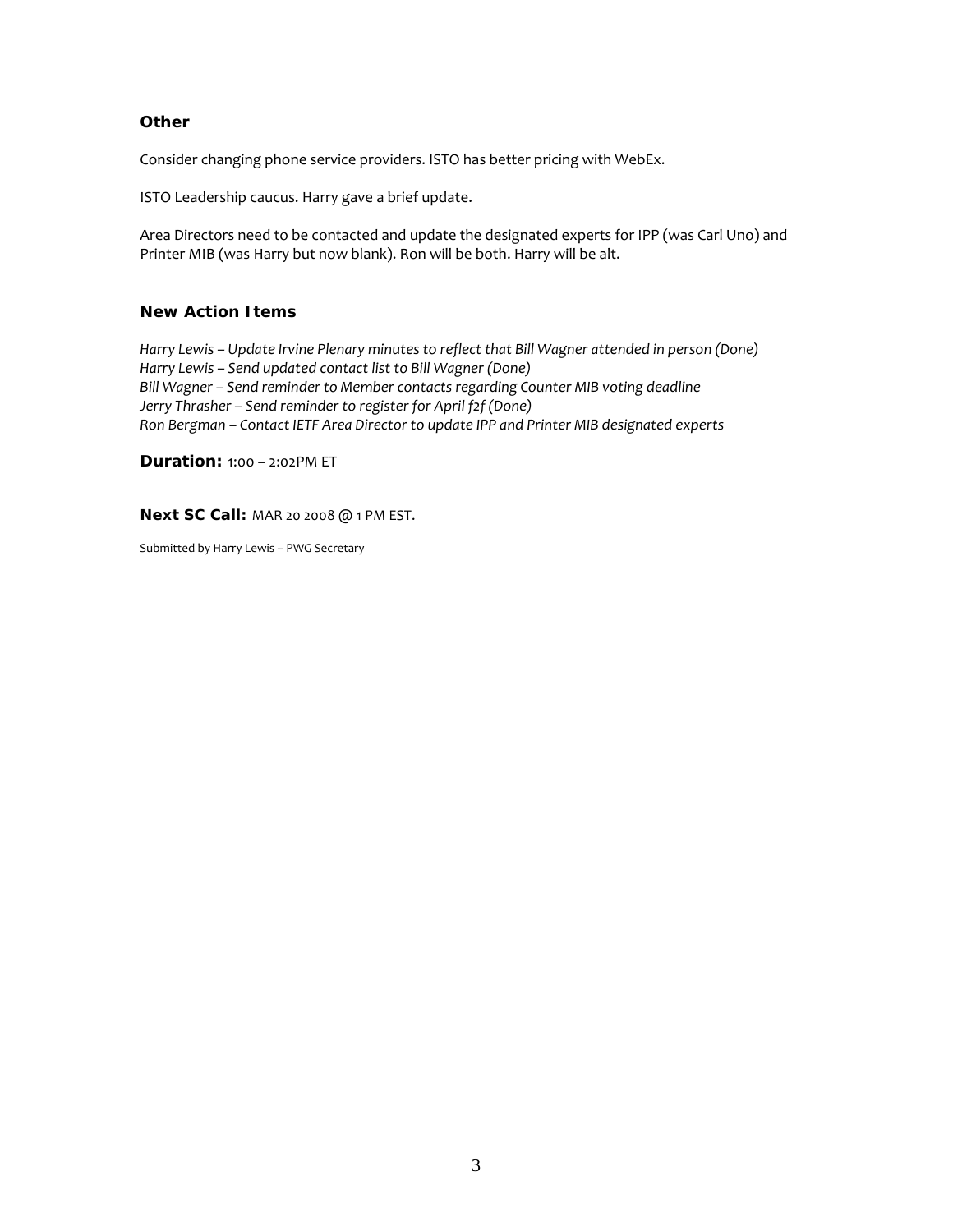### Other

Consider changing phone service providers. ISTO has better pricing with WebEx.

ISTO Leadership caucus. Harry gave a brief update.

Area Directors need to be contacted and update the designated experts for IPP (was Carl Uno) and Printer MIB (was Harry but now blank). Ron will be both. Harry will be alt.

### New Action Items

*Harry Lewis – Update Irvine Plenary minutes to reflect that Bill Wagner attended in person (Done)*
*Harry Lewis – Send updated contact list to Bill Wagner (Done)*
*Bill Wagner – Send reminder to Member contacts regarding Counter MIB voting deadline*
*Jerry Thrasher – Send reminder to register for April f2f (Done)*
*Ron Bergman – Contact IETF Area Director to update IPP and Printer MIB designated experts*

**Duration:** 1:00 – 2:02PM ET

**Next SC Call:** MAR 20 2008 @ 1 PM EST.

Submitted by Harry Lewis – PWG Secretary